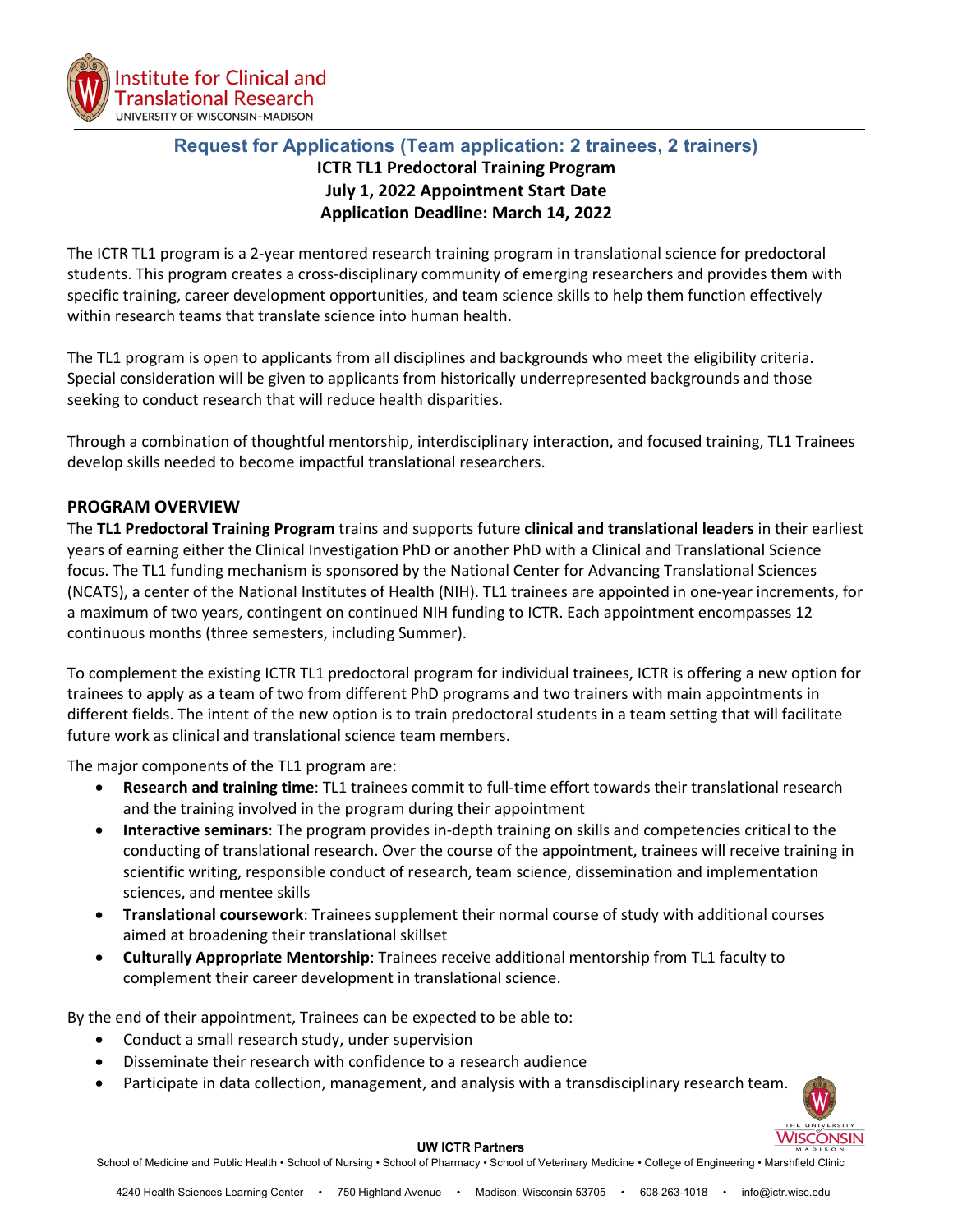## Request for Applications (Team application: 2 trainees, 2 trainers)

**ICTR TL1 Predoctoral Training Program**
**July 1, 2022 Appointment Start Date**
**Application Deadline: March 14, 2022**

The ICTR TL1 program is a 2-year mentored research training program in translational science for predoctoral students. This program creates a cross-disciplinary community of emerging researchers and provides them with specific training, career development opportunities, and team science skills to help them function effectively within research teams that translate science into human health.

The TL1 program is open to applicants from all disciplines and backgrounds who meet the eligibility criteria. Special consideration will be given to applicants from historically underrepresented backgrounds and those seeking to conduct research that will reduce health disparities.

Through a combination of thoughtful mentorship, interdisciplinary interaction, and focused training, TL1 Trainees develop skills needed to become impactful translational researchers.

### PROGRAM OVERVIEW

The **TL1 Predoctoral Training Program** trains and supports future **clinical and translational leaders** in their earliest years of earning either the Clinical Investigation PhD or another PhD with a Clinical and Translational Science focus. The TL1 funding mechanism is sponsored by the National Center for Advancing Translational Sciences (NCATS), a center of the National Institutes of Health (NIH). TL1 trainees are appointed in one-year increments, for a maximum of two years, contingent on continued NIH funding to ICTR. Each appointment encompasses 12 continuous months (three semesters, including Summer).

To complement the existing ICTR TL1 predoctoral program for individual trainees, ICTR is offering a new option for trainees to apply as a team of two from different PhD programs and two trainers with main appointments in different fields. The intent of the new option is to train predoctoral students in a team setting that will facilitate future work as clinical and translational science team members.

The major components of the TL1 program are:

- **Research and training time**: TL1 trainees commit to full-time effort towards their translational research and the training involved in the program during their appointment
- **Interactive seminars**: The program provides in-depth training on skills and competencies critical to the conducting of translational research. Over the course of the appointment, trainees will receive training in scientific writing, responsible conduct of research, team science, dissemination and implementation sciences, and mentee skills
- **Translational coursework**: Trainees supplement their normal course of study with additional courses aimed at broadening their translational skillset
- **Culturally Appropriate Mentorship**: Trainees receive additional mentorship from TL1 faculty to complement their career development in translational science.

By the end of their appointment, Trainees can be expected to be able to:

- Conduct a small research study, under supervision
- Disseminate their research with confidence to a research audience
- Participate in data collection, management, and analysis with a transdisciplinary research team.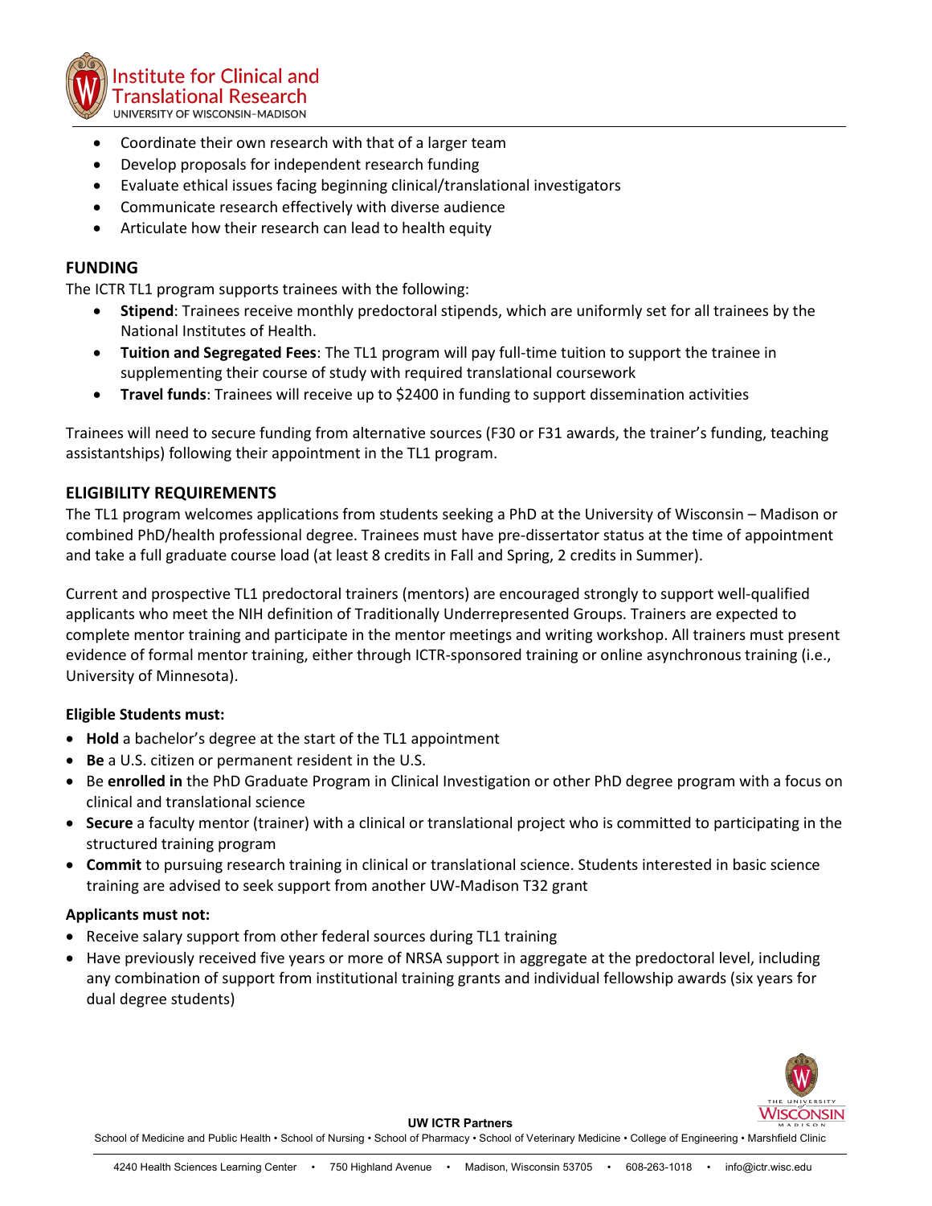- Coordinate their own research with that of a larger team
- Develop proposals for independent research funding
- Evaluate ethical issues facing beginning clinical/translational investigators
- Communicate research effectively with diverse audience
- Articulate how their research can lead to health equity

## FUNDING

The ICTR TL1 program supports trainees with the following:

- **Stipend**: Trainees receive monthly predoctoral stipends, which are uniformly set for all trainees by the National Institutes of Health.
- **Tuition and Segregated Fees**: The TL1 program will pay full-time tuition to support the trainee in supplementing their course of study with required translational coursework
- **Travel funds**: Trainees will receive up to $2400 in funding to support dissemination activities

Trainees will need to secure funding from alternative sources (F30 or F31 awards, the trainer's funding, teaching assistantships) following their appointment in the TL1 program.

## ELIGIBILITY REQUIREMENTS

The TL1 program welcomes applications from students seeking a PhD at the University of Wisconsin – Madison or combined PhD/health professional degree. Trainees must have pre-dissertator status at the time of appointment and take a full graduate course load (at least 8 credits in Fall and Spring, 2 credits in Summer).

Current and prospective TL1 predoctoral trainers (mentors) are encouraged strongly to support well-qualified applicants who meet the NIH definition of Traditionally Underrepresented Groups. Trainers are expected to complete mentor training and participate in the mentor meetings and writing workshop. All trainers must present evidence of formal mentor training, either through ICTR-sponsored training or online asynchronous training (i.e., University of Minnesota).

### Eligible Students must:

- **Hold** a bachelor's degree at the start of the TL1 appointment
- **Be** a U.S. citizen or permanent resident in the U.S.
- Be **enrolled in** the PhD Graduate Program in Clinical Investigation or other PhD degree program with a focus on clinical and translational science
- **Secure** a faculty mentor (trainer) with a clinical or translational project who is committed to participating in the structured training program
- **Commit** to pursuing research training in clinical or translational science. Students interested in basic science training are advised to seek support from another UW-Madison T32 grant

### Applicants must not:

- Receive salary support from other federal sources during TL1 training
- Have previously received five years or more of NRSA support in aggregate at the predoctoral level, including any combination of support from institutional training grants and individual fellowship awards (six years for dual degree students)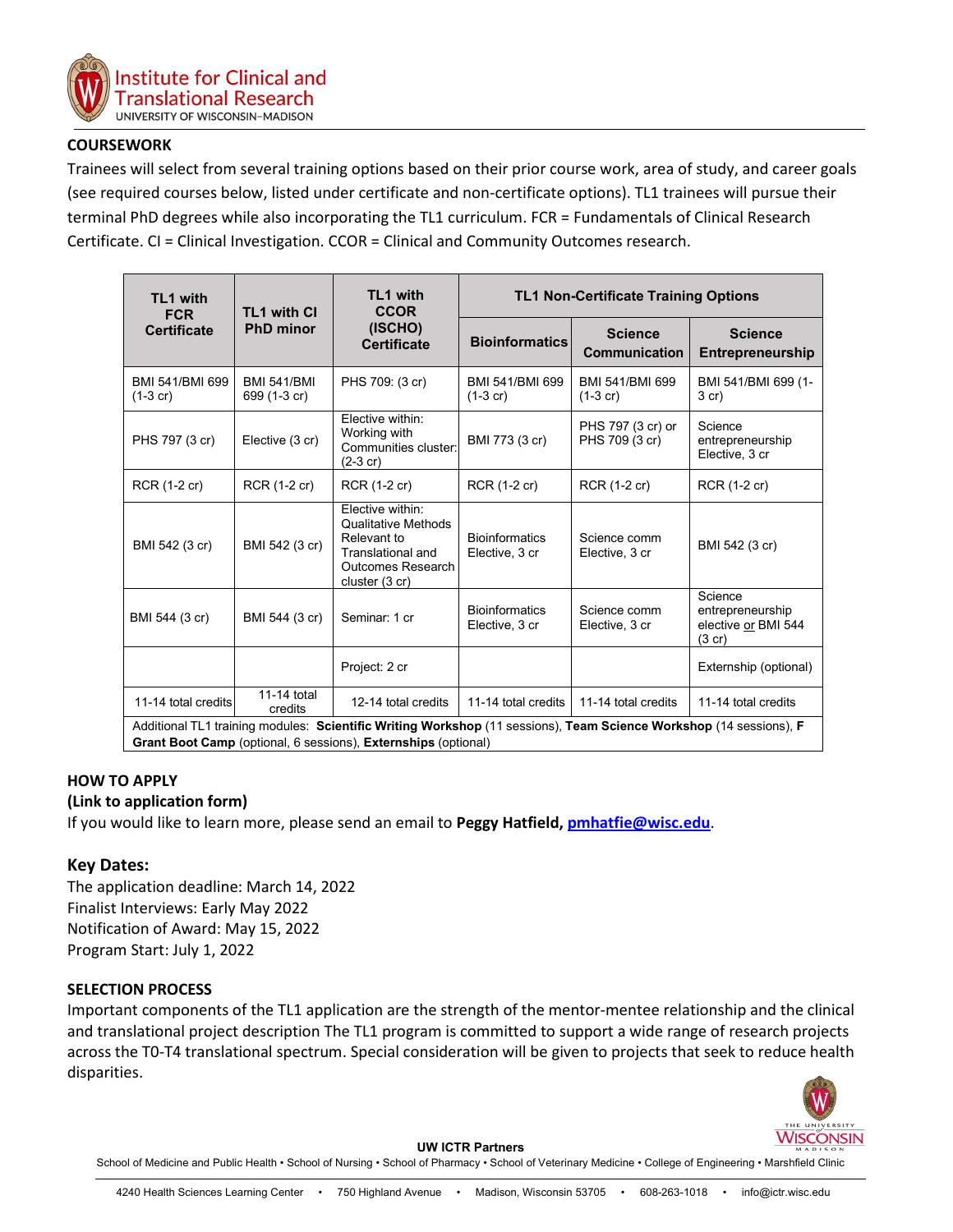Institute for Clinical and Translational Research
UNIVERSITY OF WISCONSIN–MADISON

## COURSEWORK

Trainees will select from several training options based on their prior course work, area of study, and career goals (see required courses below, listed under certificate and non-certificate options). TL1 trainees will pursue their terminal PhD degrees while also incorporating the TL1 curriculum. FCR = Fundamentals of Clinical Research Certificate. CI = Clinical Investigation. CCOR = Clinical and Community Outcomes research.

| TL1 with FCR Certificate | TL1 with CI PhD minor | TL1 with CCOR (ISCHO) Certificate | TL1 Non-Certificate Training Options | | |
|---|---|---|---|---|---|
| | | | Bioinformatics | Science Communication | Science Entrepreneurship |
| BMI 541/BMI 699 (1-3 cr) | BMI 541/BMI 699 (1-3 cr) | PHS 709: (3 cr) | BMI 541/BMI 699 (1-3 cr) | BMI 541/BMI 699 (1-3 cr) | BMI 541/BMI 699 (1-3 cr) |
| PHS 797 (3 cr) | Elective (3 cr) | Elective within: Working with Communities cluster: (2-3 cr) | BMI 773 (3 cr) | PHS 797 (3 cr) or PHS 709 (3 cr) | Science entrepreneurship Elective, 3 cr |
| RCR (1-2 cr) | RCR (1-2 cr) | RCR (1-2 cr) | RCR (1-2 cr) | RCR (1-2 cr) | RCR (1-2 cr) |
| BMI 542 (3 cr) | BMI 542 (3 cr) | Elective within: Qualitative Methods Relevant to Translational and Outcomes Research cluster (3 cr) | Bioinformatics Elective, 3 cr | Science comm Elective, 3 cr | BMI 542 (3 cr) |
| BMI 544 (3 cr) | BMI 544 (3 cr) | Seminar: 1 cr | Bioinformatics Elective, 3 cr | Science comm Elective, 3 cr | Science entrepreneurship elective or BMI 544 (3 cr) |
| | | Project: 2 cr | | | Externship (optional) |
| 11-14 total credits | 11-14 total credits | 12-14 total credits | 11-14 total credits | 11-14 total credits | 11-14 total credits |
| Additional TL1 training modules: **Scientific Writing Workshop** (11 sessions), **Team Science Workshop** (14 sessions), **F Grant Boot Camp** (optional, 6 sessions), **Externships** (optional) | | | | | |

## HOW TO APPLY

**(Link to application form)**

If you would like to learn more, please send an email to **Peggy Hatfield, pmhatfie@wisc.edu**.

### Key Dates:

The application deadline: March 14, 2022
Finalist Interviews: Early May 2022
Notification of Award: May 15, 2022
Program Start: July 1, 2022

## SELECTION PROCESS

Important components of the TL1 application are the strength of the mentor-mentee relationship and the clinical and translational project description The TL1 program is committed to support a wide range of research projects across the T0-T4 translational spectrum. Special consideration will be given to projects that seek to reduce health disparities.

**UW ICTR Partners**
School of Medicine and Public Health • School of Nursing • School of Pharmacy • School of Veterinary Medicine • College of Engineering • Marshfield Clinic

4240 Health Sciences Learning Center • 750 Highland Avenue • Madison, Wisconsin 53705 • 608-263-1018 • info@ictr.wisc.edu